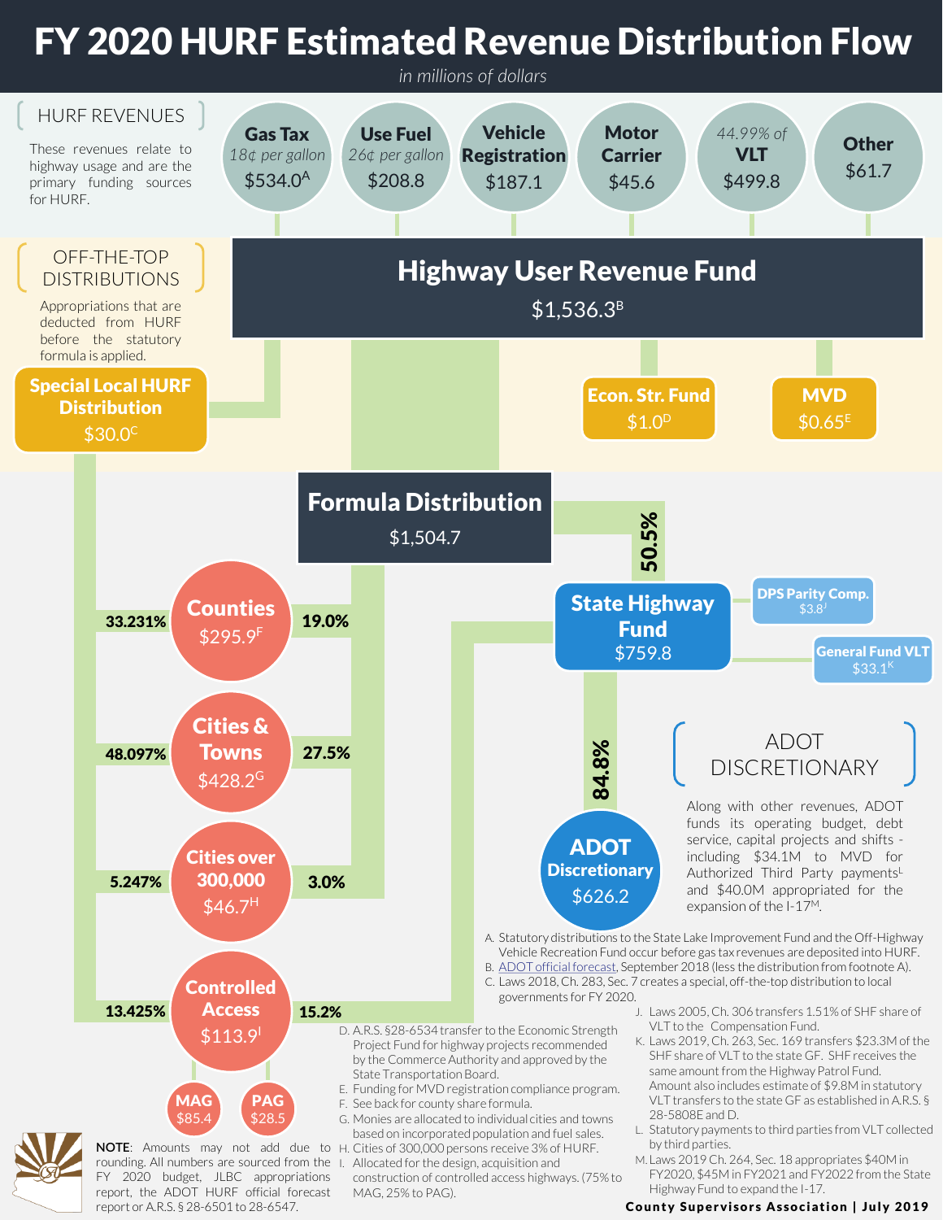# FY 2020 HURF Estimated Revenue Distribution Flow

*in millions of dollars*

## HURF REVENUES

These revenues relate to highway usage and are the primary funding sources for HURF.

- **Gas Tax** — *18¢ per gallon* — $534.0[A]
- **Use Fuel** — *26¢ per gallon* — $208.8
- **Vehicle Registration** — $187.1
- **Motor Carrier** — $45.6
- *44.99% of* **VLT** — $499.8
- **Other** — $61.7

## Highway User Revenue Fund

$1,536.3[B]

## OFF-THE-TOP DISTRIBUTIONS

Appropriations that are deducted from HURF before the statutory formula is applied.

- **Special Local HURF Distribution** — $30.0[C]
- **Econ. Str. Fund** — $1.0[D]
- **MVD** — $0.65[E]

## Formula Distribution

$1,504.7

| Recipient | Share of Formula Distribution | Share of Special Local HURF Distribution | Amount |
| --- | --- | --- | --- |
| State Highway Fund | 50.5% | | $759.8 |
| Counties | 19.0% | 33.231% | $295.9[F] |
| Cities & Towns | 27.5% | 48.097% | $428.2[G] |
| Cities over 300,000 | 3.0% | 5.247% | $46.7[H] |
| Controlled Access | 15.2% (of State Highway Fund) | 13.425% | $113.9[I] |

Controlled Access: **MAG** $85.4; **PAG** $28.5

**State Highway Fund** $759.8

- DPS Parity Comp. $3.8[J]
- General Fund VLT $33.1[K]
- 84.8% to **ADOT Discretionary** $626.2

## ADOT DISCRETIONARY

Along with other revenues, ADOT funds its operating budget, debt service, capital projects and shifts - including $34.1M to MVD for Authorized Third Party payments[L] and $40.0M appropriated for the expansion of the I-17[M].

A. Statutory distributions to the State Lake Improvement Fund and the Off-Highway Vehicle Recreation Fund occur before gas tax revenues are deposited into HURF.
B. ADOT official forecast, September 2018 (less the distribution from footnote A).
C. Laws 2018, Ch. 283, Sec. 7 creates a special, off-the-top distribution to local governments for FY 2020.
D. A.R.S. §28-6534 transfer to the Economic Strength Project Fund for highway projects recommended by the Commerce Authority and approved by the State Transportation Board.
E. Funding for MVD registration compliance program.
F. See back for county share formula.
G. Monies are allocated to individual cities and towns based on incorporated population and fuel sales.
H. Cities of 300,000 persons receive 3% of HURF.
I. Allocated for the design, acquisition and construction of controlled access highways. (75% to MAG, 25% to PAG).
J. Laws 2005, Ch. 306 transfers 1.51% of SHF share of VLT to the Compensation Fund.
K. Laws 2019, Ch. 263, Sec. 169 transfers $23.3M of the SHF share of VLT to the state GF. SHF receives the same amount from the Highway Patrol Fund. Amount also includes estimate of $9.8M in statutory VLT transfers to the state GF as established in A.R.S. § 28-5808E and D.
L. Statutory payments to third parties from VLT collected by third parties.
M. Laws 2019 Ch. 264, Sec. 18 appropriates $40M in FY2020, $45M in FY2021 and FY2022 from the State Highway Fund to expand the I-17.

**NOTE**: Amounts may not add due to rounding. All numbers are sourced from the FY 2020 budget, JLBC appropriations report, the ADOT HURF official forecast report or A.R.S. § 28-6501 to 28-6547.

**County Supervisors Association | July 2019**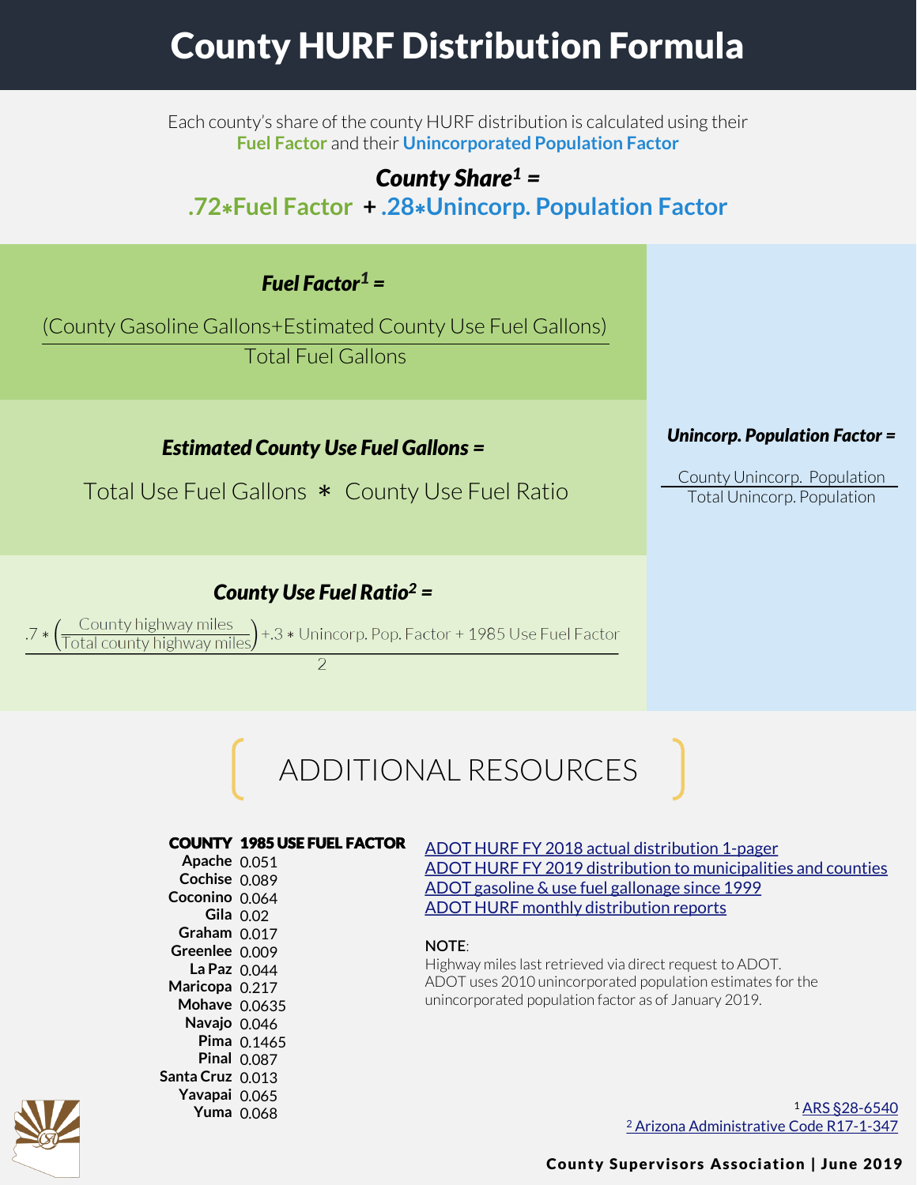# County HURF Distribution Formula

Each county's share of the county HURF distribution is calculated using their **Fuel Factor** and their **Unincorporated Population Factor**

***County Share[1] =***

**.72∗Fuel Factor + .28∗Unincorp. Population Factor**

***Fuel Factor[1] =***

$$\frac{\text{(County Gasoline Gallons+Estimated County Use Fuel Gallons)}}{\text{Total Fuel Gallons}}$$

***Estimated County Use Fuel Gallons =***

Total Use Fuel Gallons ∗ County Use Fuel Ratio

***County Use Fuel Ratio[2] =***

$$\frac{.7 * \left(\frac{\text{County highway miles}}{\text{Total county highway miles}}\right) + .3 * \text{Unincorp. Pop. Factor} + \text{1985 Use Fuel Factor}}{2}$$

***Unincorp. Population Factor =***

$$\frac{\text{County Unincorp. Population}}{\text{Total Unincorp. Population}}$$

## ADDITIONAL RESOURCES

| COUNTY | 1985 USE FUEL FACTOR |
|---|---|
| Apache | 0.051 |
| Cochise | 0.089 |
| Coconino | 0.064 |
| Gila | 0.02 |
| Graham | 0.017 |
| Greenlee | 0.009 |
| La Paz | 0.044 |
| Maricopa | 0.217 |
| Mohave | 0.0635 |
| Navajo | 0.046 |
| Pima | 0.1465 |
| Pinal | 0.087 |
| Santa Cruz | 0.013 |
| Yavapai | 0.065 |
| Yuma | 0.068 |

- ADOT HURF FY 2018 actual distribution 1-pager
- ADOT HURF FY 2019 distribution to municipalities and counties
- ADOT gasoline & use fuel gallonage since 1999
- ADOT HURF monthly distribution reports

**NOTE**:
Highway miles last retrieved via direct request to ADOT.
ADOT uses 2010 unincorporated population estimates for the unincorporated population factor as of January 2019.

[1] ARS §28-6540
[2] Arizona Administrative Code R17-1-347

County Supervisors Association | June 2019